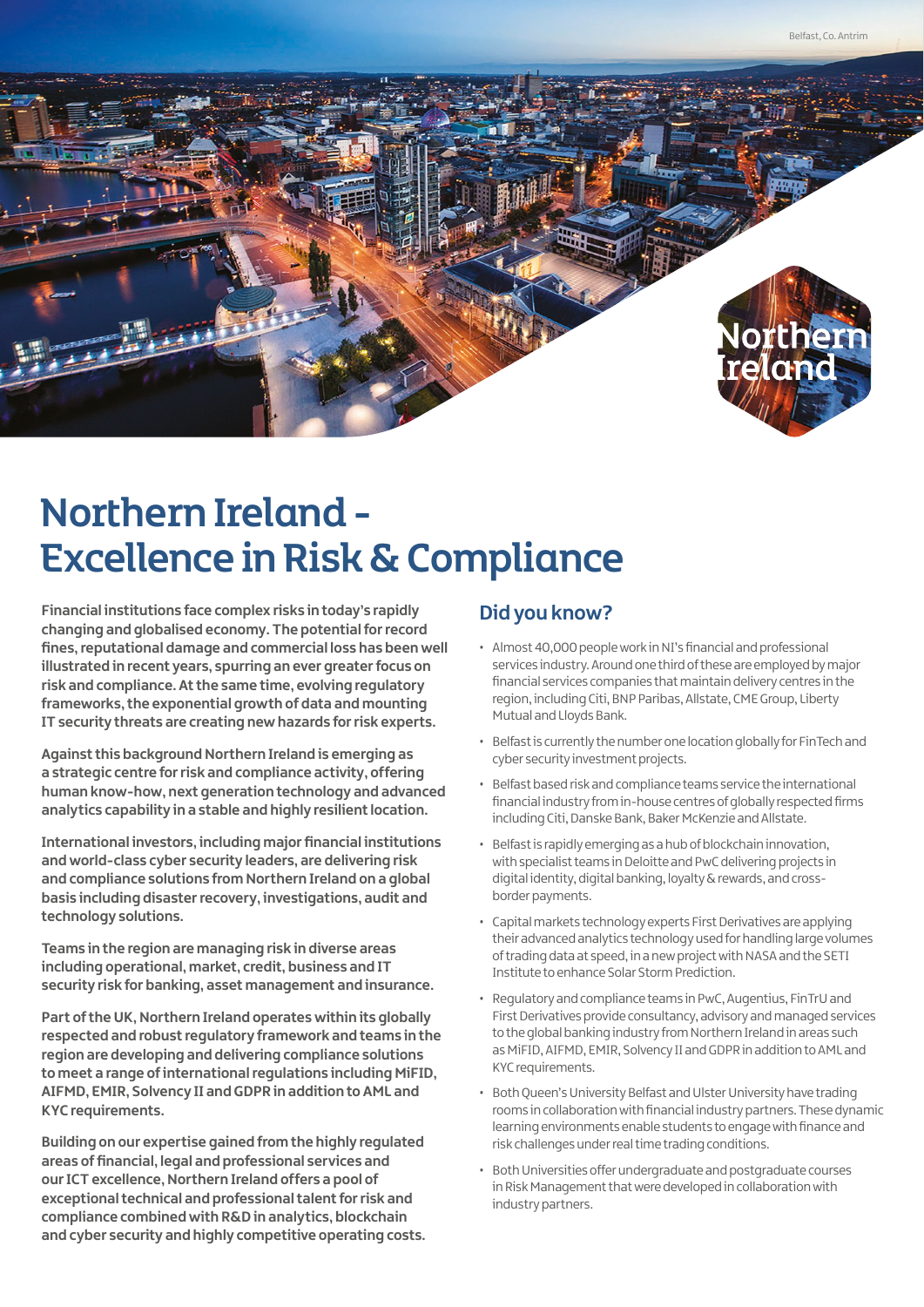Belfast, Co. Antrim

Northern Ireland

# Northern Ireland - Excellence in Risk & Compliance

**Financial institutions face complex risks in today's rapidly changing and globalised economy. The potential for record fines, reputational damage and commercial loss has been well illustrated in recent years, spurring an ever greater focus on risk and compliance. At the same time, evolving regulatory frameworks, the exponential growth of data and mounting IT security threats are creating new hazards for risk experts.**

**Against this background Northern Ireland is emerging as a strategic centre for risk and compliance activity, offering human know-how, next generation technology and advanced analytics capability in a stable and highly resilient location.**

**International investors, including major financial institutions and world-class cyber security leaders, are delivering risk and compliance solutions from Northern Ireland on a global basis including disaster recovery, investigations, audit and technology solutions.**

**Teams in the region are managing risk in diverse areas including operational, market, credit, business and IT security risk for banking, asset management and insurance.**

**Part of the UK, Northern Ireland operates within its globally respected and robust regulatory framework and teams in the region are developing and delivering compliance solutions to meet a range of international regulations including MiFID, AIFMD, EMIR, Solvency II and GDPR in addition to AML and KYC requirements.**

**Building on our expertise gained from the highly regulated areas of financial, legal and professional services and our ICT excellence, Northern Ireland offers a pool of exceptional technical and professional talent for risk and compliance combined with R&D in analytics, blockchain and cyber security and highly competitive operating costs.**

## Did you know?

- Almost 40,000 people work in NI's financial and professional services industry. Around one third of these are employed by major financial services companies that maintain delivery centres in the region, including Citi, BNP Paribas, Allstate, CME Group, Liberty Mutual and Lloyds Bank.
- Belfast is currently the number one location globally for FinTech and cyber security investment projects.
- Belfast based risk and compliance teams service the international financial industry from in-house centres of globally respected firms including Citi, Danske Bank, Baker McKenzie and Allstate.
- Belfast is rapidly emerging as a hub of blockchain innovation, with specialist teams in Deloitte and PwC delivering projects in digital identity, digital banking, loyalty & rewards, and cross-border payments.
- Capital markets technology experts First Derivatives are applying their advanced analytics technology used for handling large volumes of trading data at speed, in a new project with NASA and the SETI Institute to enhance Solar Storm Prediction.
- Regulatory and compliance teams in PwC, Augentius, FinTrU and First Derivatives provide consultancy, advisory and managed services to the global banking industry from Northern Ireland in areas such as MiFID, AIFMD, EMIR, Solvency II and GDPR in addition to AML and KYC requirements.
- Both Queen's University Belfast and Ulster University have trading rooms in collaboration with financial industry partners. These dynamic learning environments enable students to engage with finance and risk challenges under real time trading conditions.
- Both Universities offer undergraduate and postgraduate courses in Risk Management that were developed in collaboration with industry partners.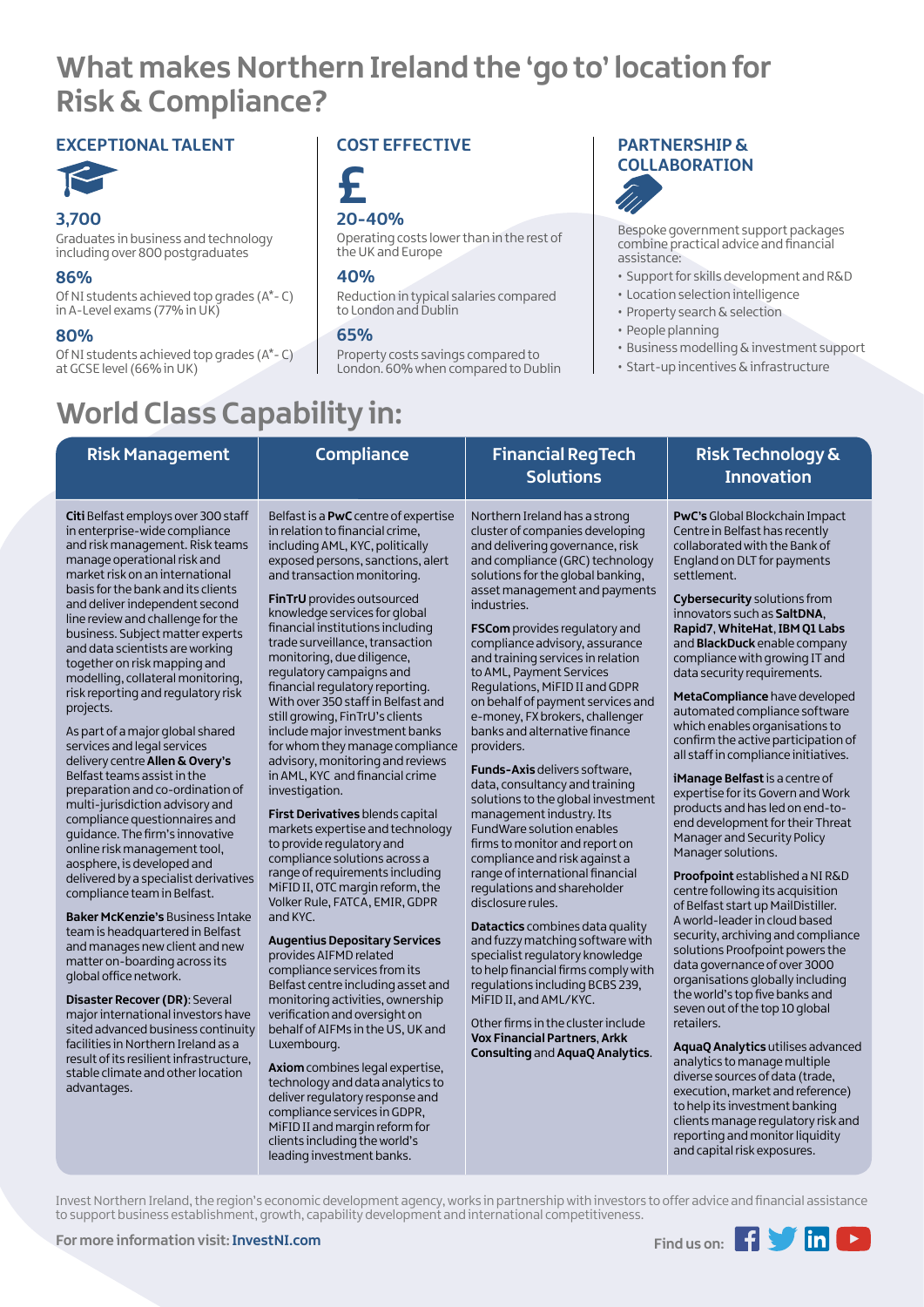# What makes Northern Ireland the 'go to' location for Risk & Compliance?

## EXCEPTIONAL TALENT

### 3,700

Graduates in business and technology including over 800 postgraduates

### 86%

Of NI students achieved top grades (A*- C) in A-Level exams (77% in UK)

### 80%

Of NI students achieved top grades (A*- C) at GCSE level (66% in UK)

## COST EFFECTIVE

£

### 20-40%

Operating costs lower than in the rest of the UK and Europe

### 40%

Reduction in typical salaries compared to London and Dublin

### 65%

Property costs savings compared to London. 60% when compared to Dublin

## PARTNERSHIP & COLLABORATION

Bespoke government support packages combine practical advice and financial assistance:

- Support for skills development and R&D
- Location selection intelligence
- Property search & selection
- People planning
- Business modelling & investment support
- Start-up incentives & infrastructure

# World Class Capability in:

## Risk Management

**Citi** Belfast employs over 300 staff in enterprise-wide compliance and risk management. Risk teams manage operational risk and market risk on an international basis for the bank and its clients and deliver independent second line review and challenge for the business. Subject matter experts and data scientists are working together on risk mapping and modelling, collateral monitoring, risk reporting and regulatory risk projects.

As part of a major global shared services and legal services delivery centre **Allen & Overy's** Belfast teams assist in the preparation and co-ordination of multi-jurisdiction advisory and compliance questionnaires and guidance. The firm's innovative online risk management tool, aosphere, is developed and delivered by a specialist derivatives compliance team in Belfast.

**Baker McKenzie's** Business Intake team is headquartered in Belfast and manages new client and new matter on-boarding across its global office network.

**Disaster Recover (DR)**: Several major international investors have sited advanced business continuity facilities in Northern Ireland as a result of its resilient infrastructure, stable climate and other location advantages.

## Compliance

Belfast is a **PwC** centre of expertise in relation to financial crime, including AML, KYC, politically exposed persons, sanctions, alert and transaction monitoring.

**FinTrU** provides outsourced knowledge services for global financial institutions including trade surveillance, transaction monitoring, due diligence, regulatory campaigns and financial regulatory reporting. With over 350 staff in Belfast and still growing, FinTrU's clients include major investment banks for whom they manage compliance advisory, monitoring and reviews in AML, KYC and financial crime investigation.

**First Derivatives** blends capital markets expertise and technology to provide regulatory and compliance solutions across a range of requirements including MiFID II, OTC margin reform, the Volker Rule, FATCA, EMIR, GDPR and KYC.

**Augentius Depositary Services** provides AIFMD related compliance services from its Belfast centre including asset and monitoring activities, ownership verification and oversight on behalf of AIFMs in the US, UK and Luxembourg.

**Axiom** combines legal expertise, technology and data analytics to deliver regulatory response and compliance services in GDPR, MiFID II and margin reform for clients including the world's leading investment banks.

## Financial RegTech Solutions

Northern Ireland has a strong cluster of companies developing and delivering governance, risk and compliance (GRC) technology solutions for the global banking, asset management and payments industries.

**FSCom** provides regulatory and compliance advisory, assurance and training services in relation to AML, Payment Services Regulations, MiFID II and GDPR on behalf of payment services and e-money, FX brokers, challenger banks and alternative finance providers.

**Funds-Axis** delivers software, data, consultancy and training solutions to the global investment management industry. Its FundWare solution enables firms to monitor and report on compliance and risk against a range of international financial regulations and shareholder disclosure rules.

**Datactics** combines data quality and fuzzy matching software with specialist regulatory knowledge to help financial firms comply with regulations including BCBS 239, MiFID II, and AML/KYC.

Other firms in the cluster include **Vox Financial Partners**, **Arkk Consulting** and **AquaQ Analytics**.

## Risk Technology & Innovation

**PwC's** Global Blockchain Impact Centre in Belfast has recently collaborated with the Bank of England on DLT for payments settlement.

**Cybersecurity** solutions from innovators such as **SaltDNA**, **Rapid7**, **WhiteHat**, **IBM Q1 Labs** and **BlackDuck** enable company compliance with growing IT and data security requirements.

**MetaCompliance** have developed automated compliance software which enables organisations to confirm the active participation of all staff in compliance initiatives.

**iManage Belfast** is a centre of expertise for its Govern and Work products and has led on end-to-end development for their Threat Manager and Security Policy Manager solutions.

**Proofpoint** established a NI R&D centre following its acquisition of Belfast start up MailDistiller. A world-leader in cloud based security, archiving and compliance solutions Proofpoint powers the data governance of over 3000 organisations globally including the world's top five banks and seven out of the top 10 global retailers.

**AquaQ Analytics** utilises advanced analytics to manage multiple diverse sources of data (trade, execution, market and reference) to help its investment banking clients manage regulatory risk and reporting and monitor liquidity and capital risk exposures.

---

Invest Northern Ireland, the region's economic development agency, works in partnership with investors to offer advice and financial assistance to support business establishment, growth, capability development and international competitiveness.

**For more information visit: InvestNI.com**

Find us on: